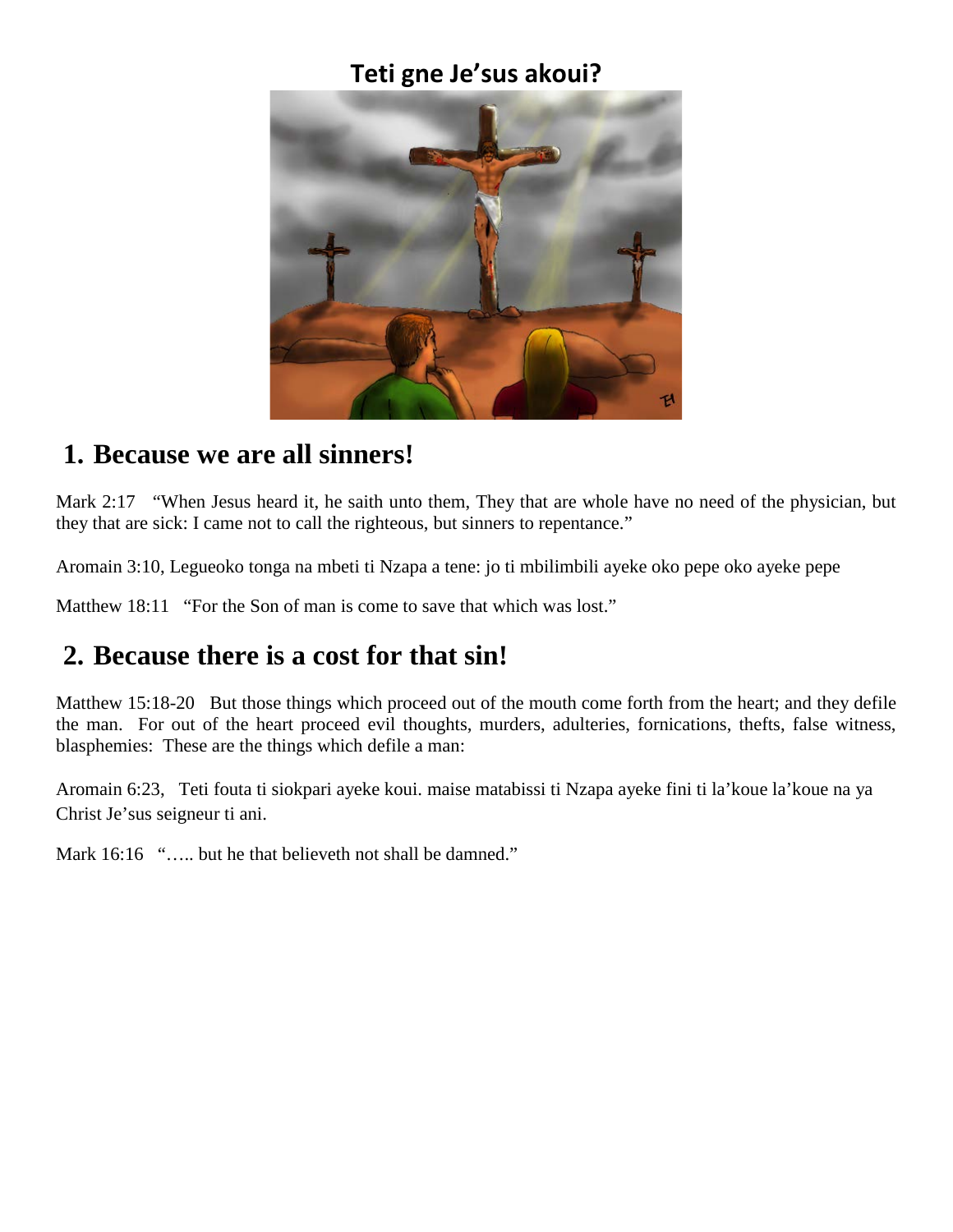# Teti gne Je'sus akoui?

## 1. Because we are all sinners!

Mark 2:17 "When Jesus heard it, he saith unto them, They that are whole have no need of the physician, but they that are sick: I came not to call the righteous, but sinners to repentance."

Aromain 3:10, Legueoko tonga na mbeti ti Nzapa a tene: jo ti mbilimbili ayeke oko pepe oko ayeke pepe

Matthew 18:11 "For the Son of man is come to save that which was lost."

## 2. Because there is a cost for that sin!

Matthew 15:18-20 But those things which proceed out of the mouth come forth from the heart; and they defile the man. For out of the heart proceed evil thoughts, murders, adulteries, fornications, thefts, false witness, blasphemies: These are the things which defile a man:

Aromain 6:23, Teti fouta ti siokpari ayeke koui. maise matabissi ti Nzapa ayeke fini ti la'koue la'koue na ya Christ Je'sus seigneur ti ani.

Mark 16:16 "….. but he that believeth not shall be damned."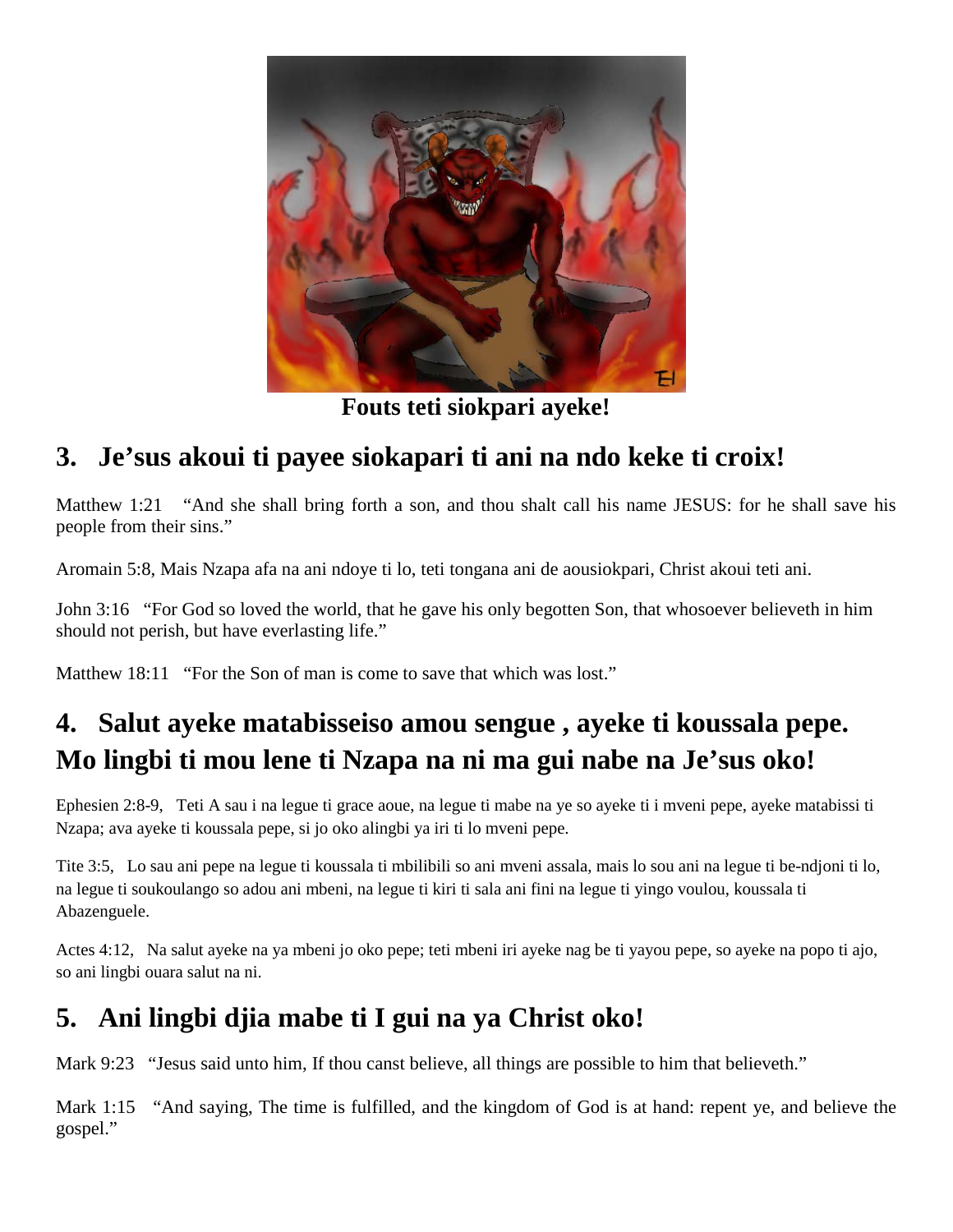**Fouts teti siokpari ayeke!**

## 3. Je'sus akoui ti payee siokapari ti ani na ndo keke ti croix!

Matthew 1:21 "And she shall bring forth a son, and thou shalt call his name JESUS: for he shall save his people from their sins."

Aromain 5:8, Mais Nzapa afa na ani ndoye ti lo, teti tongana ani de aousiokpari, Christ akoui teti ani.

John 3:16 "For God so loved the world, that he gave his only begotten Son, that whosoever believeth in him should not perish, but have everlasting life."

Matthew 18:11 "For the Son of man is come to save that which was lost."

## 4. Salut ayeke matabisseiso amou sengue , ayeke ti koussala pepe. Mo lingbi ti mou lene ti Nzapa na ni ma gui nabe na Je'sus oko!

Ephesien 2:8-9, Teti A sau i na legue ti grace aoue, na legue ti mabe na ye so ayeke ti i mveni pepe, ayeke matabissi ti Nzapa; ava ayeke ti koussala pepe, si jo oko alingbi ya iri ti lo mveni pepe.

Tite 3:5, Lo sau ani pepe na legue ti koussala ti mbilibili so ani mveni assala, mais lo sou ani na legue ti be-ndjoni ti lo, na legue ti soukoulango so adou ani mbeni, na legue ti kiri ti sala ani fini na legue ti yingo voulou, koussala ti Abazenguele.

Actes 4:12, Na salut ayeke na ya mbeni jo oko pepe; teti mbeni iri ayeke nag be ti yayou pepe, so ayeke na popo ti ajo, so ani lingbi ouara salut na ni.

## 5. Ani lingbi djia mabe ti I gui na ya Christ oko!

Mark 9:23 "Jesus said unto him, If thou canst believe, all things are possible to him that believeth."

Mark 1:15 "And saying, The time is fulfilled, and the kingdom of God is at hand: repent ye, and believe the gospel."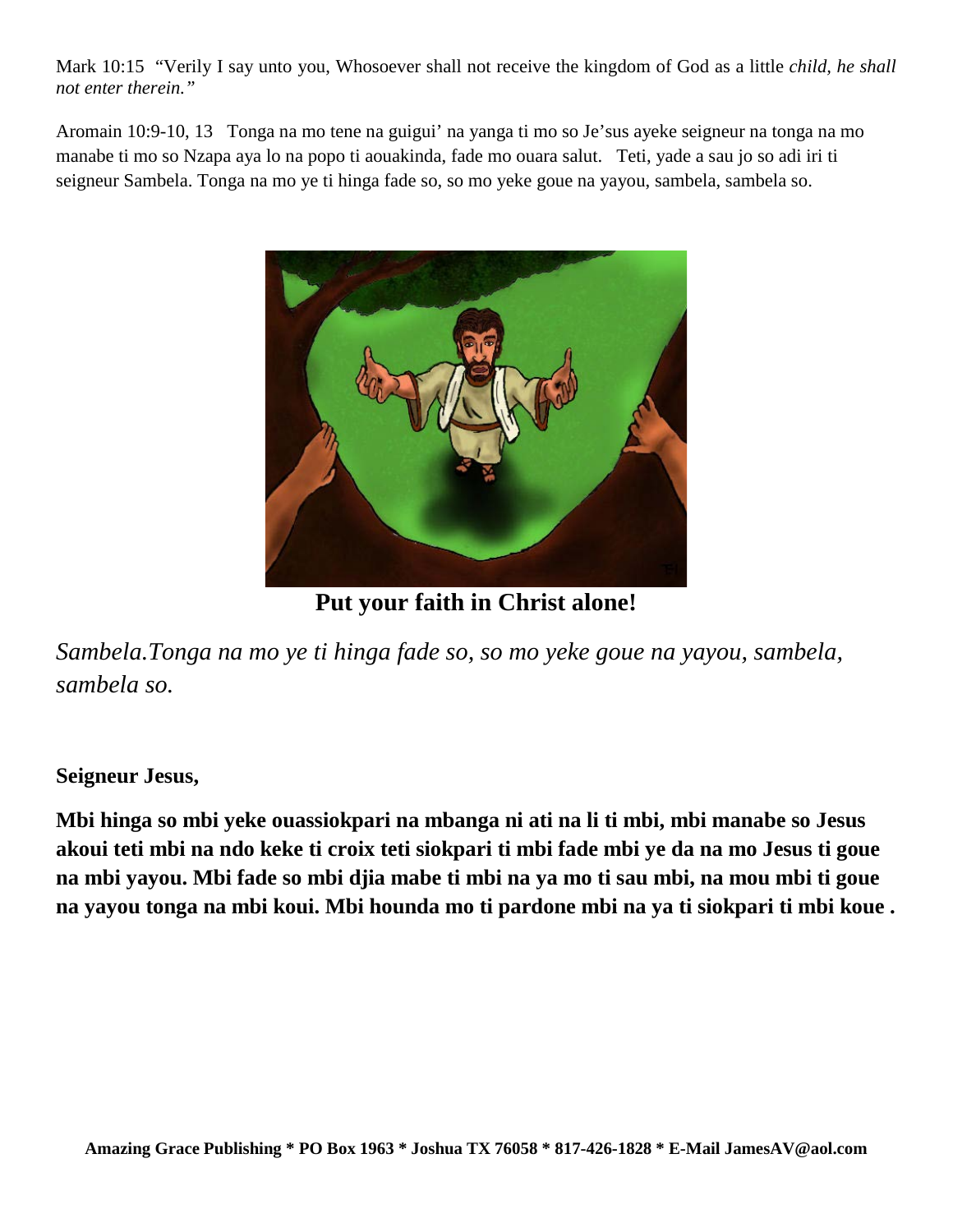Mark 10:15 "Verily I say unto you, Whosoever shall not receive the kingdom of God as a little *child, he shall not enter therein."*

Aromain 10:9-10, 13 Tonga na mo tene na guigui' na yanga ti mo so Je'sus ayeke seigneur na tonga na mo manabe ti mo so Nzapa aya lo na popo ti aouakinda, fade mo ouara salut. Teti, yade a sau jo so adi iri ti seigneur Sambela. Tonga na mo ye ti hinga fade so, so mo yeke goue na yayou, sambela, sambela so.

**Put your faith in Christ alone!**

*Sambela.Tonga na mo ye ti hinga fade so, so mo yeke goue na yayou, sambela, sambela so.*

**Seigneur Jesus,**

**Mbi hinga so mbi yeke ouassiokpari na mbanga ni ati na li ti mbi, mbi manabe so Jesus akoui teti mbi na ndo keke ti croix teti siokpari ti mbi fade mbi ye da na mo Jesus ti goue na mbi yayou. Mbi fade so mbi djia mabe ti mbi na ya mo ti sau mbi, na mou mbi ti goue na yayou tonga na mbi koui. Mbi hounda mo ti pardone mbi na ya ti siokpari ti mbi koue .**

**Amazing Grace Publishing * PO Box 1963 * Joshua TX 76058 * 817-426-1828 * E-Mail JamesAV@aol.com**